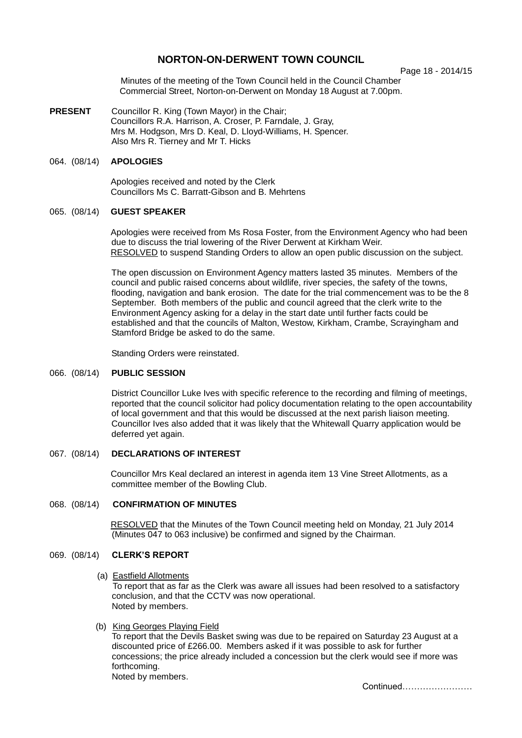# NORTON-ON-DERWENT TOWN COUNCIL

Minutes of the meeting of the Town Council held in the Council Chamber Commercial Street, Norton-on-Derwent on Monday 18 August at 7.00pm.

**PRESENT** Councillor R. King (Town Mayor) in the Chair;
Councillors R.A. Harrison, A. Croser, P. Farndale, J. Gray, Mrs M. Hodgson, Mrs D. Keal, D. Lloyd-Williams, H. Spencer.
Also Mrs R. Tierney and Mr T. Hicks

## 064. (08/14) **APOLOGIES**

Apologies received and noted by the Clerk
Councillors Ms C. Barratt-Gibson and B. Mehrtens

## 065. (08/14) **GUEST SPEAKER**

Apologies were received from Ms Rosa Foster, from the Environment Agency who had been due to discuss the trial lowering of the River Derwent at Kirkham Weir.
RESOLVED to suspend Standing Orders to allow an open public discussion on the subject.

The open discussion on Environment Agency matters lasted 35 minutes. Members of the council and public raised concerns about wildlife, river species, the safety of the towns, flooding, navigation and bank erosion. The date for the trial commencement was to be the 8 September. Both members of the public and council agreed that the clerk write to the Environment Agency asking for a delay in the start date until further facts could be established and that the councils of Malton, Westow, Kirkham, Crambe, Scrayingham and Stamford Bridge be asked to do the same.

Standing Orders were reinstated.

## 066. (08/14) **PUBLIC SESSION**

District Councillor Luke Ives with specific reference to the recording and filming of meetings, reported that the council solicitor had policy documentation relating to the open accountability of local government and that this would be discussed at the next parish liaison meeting. Councillor Ives also added that it was likely that the Whitewall Quarry application would be deferred yet again.

## 067. (08/14) **DECLARATIONS OF INTEREST**

Councillor Mrs Keal declared an interest in agenda item 13 Vine Street Allotments, as a committee member of the Bowling Club.

## 068. (08/14) **CONFIRMATION OF MINUTES**

RESOLVED that the Minutes of the Town Council meeting held on Monday, 21 July 2014 (Minutes 047 to 063 inclusive) be confirmed and signed by the Chairman.

## 069. (08/14) **CLERK'S REPORT**

(a) Eastfield Allotments
To report that as far as the Clerk was aware all issues had been resolved to a satisfactory conclusion, and that the CCTV was now operational.
Noted by members.

(b) King Georges Playing Field
To report that the Devils Basket swing was due to be repaired on Saturday 23 August at a discounted price of £266.00. Members asked if it was possible to ask for further concessions; the price already included a concession but the clerk would see if more was forthcoming.
Noted by members.

Continued……………………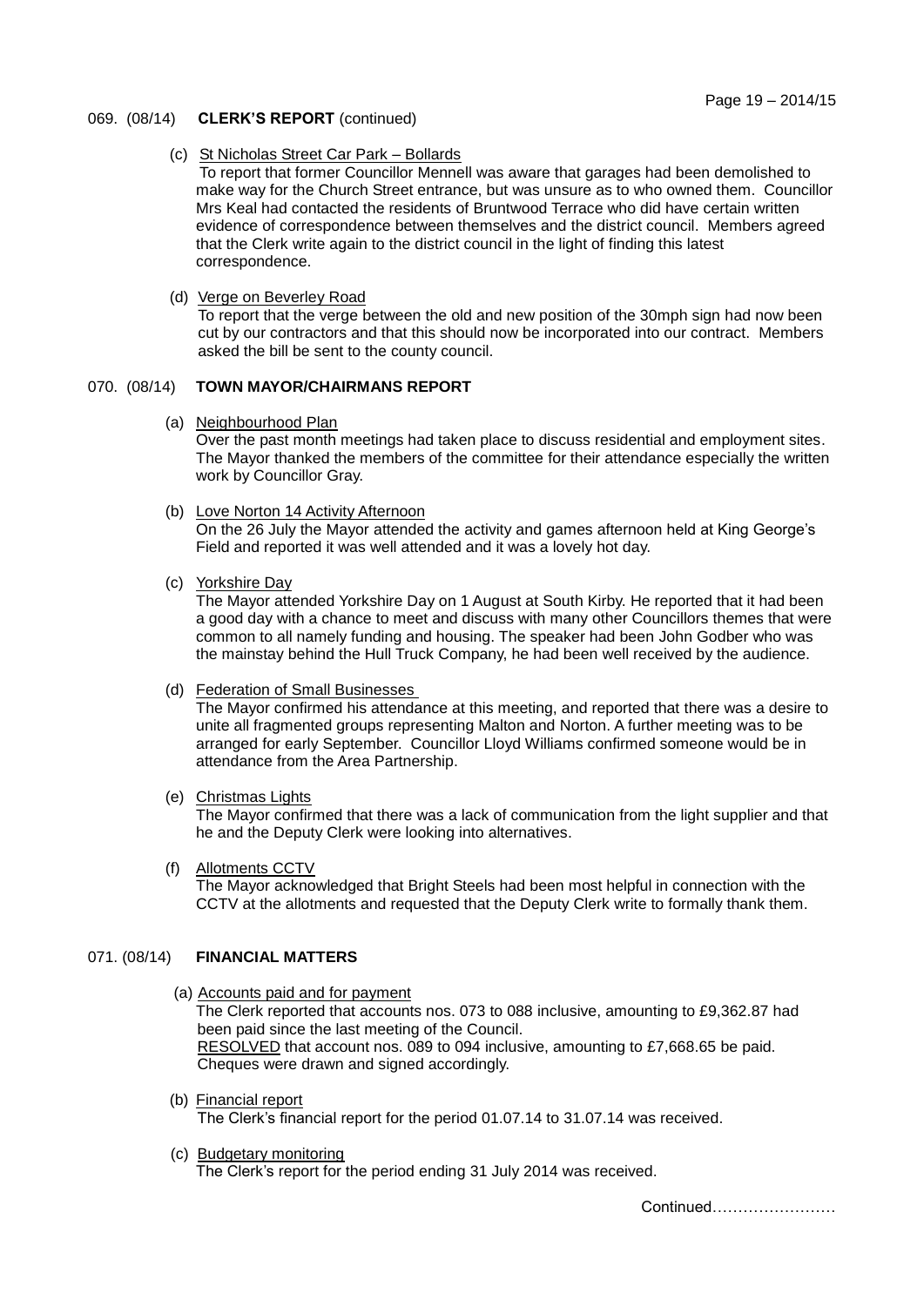## 069. (08/14) **CLERK'S REPORT** (continued)

(c) St Nicholas Street Car Park – Bollards

To report that former Councillor Mennell was aware that garages had been demolished to make way for the Church Street entrance, but was unsure as to who owned them. Councillor Mrs Keal had contacted the residents of Bruntwood Terrace who did have certain written evidence of correspondence between themselves and the district council. Members agreed that the Clerk write again to the district council in the light of finding this latest correspondence.

(d) Verge on Beverley Road

To report that the verge between the old and new position of the 30mph sign had now been cut by our contractors and that this should now be incorporated into our contract. Members asked the bill be sent to the county council.

## 070. (08/14) **TOWN MAYOR/CHAIRMANS REPORT**

(a) Neighbourhood Plan

Over the past month meetings had taken place to discuss residential and employment sites. The Mayor thanked the members of the committee for their attendance especially the written work by Councillor Gray.

(b) Love Norton 14 Activity Afternoon

On the 26 July the Mayor attended the activity and games afternoon held at King George's Field and reported it was well attended and it was a lovely hot day.

(c) Yorkshire Day

The Mayor attended Yorkshire Day on 1 August at South Kirby. He reported that it had been a good day with a chance to meet and discuss with many other Councillors themes that were common to all namely funding and housing. The speaker had been John Godber who was the mainstay behind the Hull Truck Company, he had been well received by the audience.

(d) Federation of Small Businesses

The Mayor confirmed his attendance at this meeting, and reported that there was a desire to unite all fragmented groups representing Malton and Norton. A further meeting was to be arranged for early September. Councillor Lloyd Williams confirmed someone would be in attendance from the Area Partnership.

(e) Christmas Lights

The Mayor confirmed that there was a lack of communication from the light supplier and that he and the Deputy Clerk were looking into alternatives.

(f) Allotments CCTV

The Mayor acknowledged that Bright Steels had been most helpful in connection with the CCTV at the allotments and requested that the Deputy Clerk write to formally thank them.

## 071. (08/14) **FINANCIAL MATTERS**

(a) Accounts paid and for payment

The Clerk reported that accounts nos. 073 to 088 inclusive, amounting to £9,362.87 had been paid since the last meeting of the Council.

RESOLVED that account nos. 089 to 094 inclusive, amounting to £7,668.65 be paid. Cheques were drawn and signed accordingly.

(b) Financial report

The Clerk's financial report for the period 01.07.14 to 31.07.14 was received.

(c) Budgetary monitoring

The Clerk's report for the period ending 31 July 2014 was received.

Continued……………………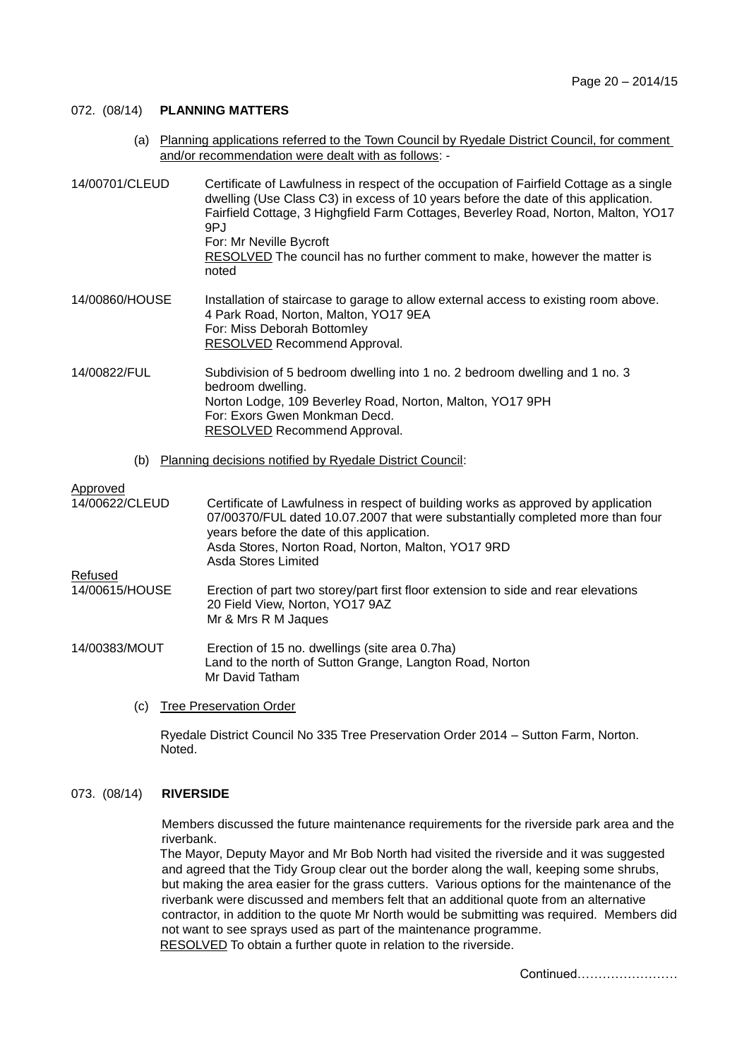## 072. (08/14) PLANNING MATTERS

(a) Planning applications referred to the Town Council by Ryedale District Council, for comment and/or recommendation were dealt with as follows: -

**14/00701/CLEUD** Certificate of Lawfulness in respect of the occupation of Fairfield Cottage as a single dwelling (Use Class C3) in excess of 10 years before the date of this application.
Fairfield Cottage, 3 Highgfield Farm Cottages, Beverley Road, Norton, Malton, YO17 9PJ
For: Mr Neville Bycroft
RESOLVED The council has no further comment to make, however the matter is noted

**14/00860/HOUSE** Installation of staircase to garage to allow external access to existing room above.
4 Park Road, Norton, Malton, YO17 9EA
For: Miss Deborah Bottomley
RESOLVED Recommend Approval.

**14/00822/FUL** Subdivision of 5 bedroom dwelling into 1 no. 2 bedroom dwelling and 1 no. 3 bedroom dwelling.
Norton Lodge, 109 Beverley Road, Norton, Malton, YO17 9PH
For: Exors Gwen Monkman Decd.
RESOLVED Recommend Approval.

(b) Planning decisions notified by Ryedale District Council:

Approved

**14/00622/CLEUD** Certificate of Lawfulness in respect of building works as approved by application 07/00370/FUL dated 10.07.2007 that were substantially completed more than four years before the date of this application.
Asda Stores, Norton Road, Norton, Malton, YO17 9RD
Asda Stores Limited

Refused

**14/00615/HOUSE** Erection of part two storey/part first floor extension to side and rear elevations
20 Field View, Norton, YO17 9AZ
Mr & Mrs R M Jaques

**14/00383/MOUT** Erection of 15 no. dwellings (site area 0.7ha)
Land to the north of Sutton Grange, Langton Road, Norton
Mr David Tatham

(c) Tree Preservation Order

Ryedale District Council No 335 Tree Preservation Order 2014 – Sutton Farm, Norton. Noted.

## 073. (08/14) RIVERSIDE

Members discussed the future maintenance requirements for the riverside park area and the riverbank.
The Mayor, Deputy Mayor and Mr Bob North had visited the riverside and it was suggested and agreed that the Tidy Group clear out the border along the wall, keeping some shrubs, but making the area easier for the grass cutters. Various options for the maintenance of the riverbank were discussed and members felt that an additional quote from an alternative contractor, in addition to the quote Mr North would be submitting was required. Members did not want to see sprays used as part of the maintenance programme.
RESOLVED To obtain a further quote in relation to the riverside.

Continued……………………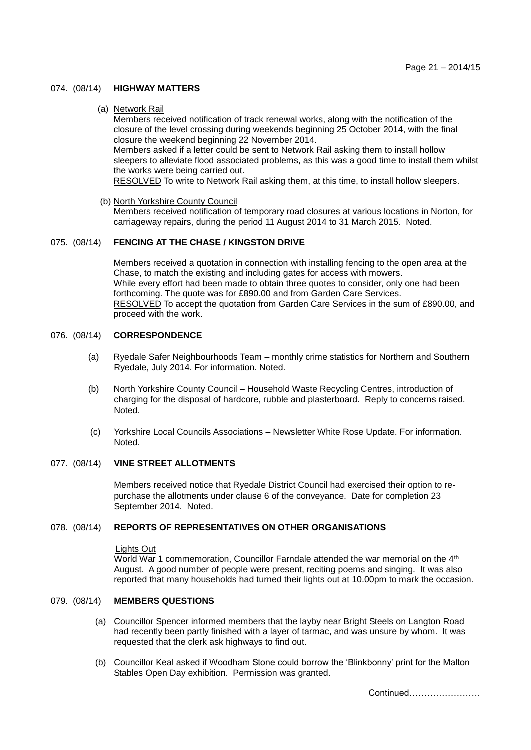### 074. (08/14) HIGHWAY MATTERS

(a) Network Rail

Members received notification of track renewal works, along with the notification of the closure of the level crossing during weekends beginning 25 October 2014, with the final closure the weekend beginning 22 November 2014.
Members asked if a letter could be sent to Network Rail asking them to install hollow sleepers to alleviate flood associated problems, as this was a good time to install them whilst the works were being carried out.
RESOLVED To write to Network Rail asking them, at this time, to install hollow sleepers.

(b) North Yorkshire County Council

Members received notification of temporary road closures at various locations in Norton, for carriageway repairs, during the period 11 August 2014 to 31 March 2015. Noted.

### 075. (08/14) FENCING AT THE CHASE / KINGSTON DRIVE

Members received a quotation in connection with installing fencing to the open area at the Chase, to match the existing and including gates for access with mowers.
While every effort had been made to obtain three quotes to consider, only one had been forthcoming. The quote was for £890.00 and from Garden Care Services.
RESOLVED To accept the quotation from Garden Care Services in the sum of £890.00, and proceed with the work.

### 076. (08/14) CORRESPONDENCE

(a) Ryedale Safer Neighbourhoods Team – monthly crime statistics for Northern and Southern Ryedale, July 2014. For information. Noted.

(b) North Yorkshire County Council – Household Waste Recycling Centres, introduction of charging for the disposal of hardcore, rubble and plasterboard. Reply to concerns raised. Noted.

(c) Yorkshire Local Councils Associations – Newsletter White Rose Update. For information. Noted.

### 077. (08/14) VINE STREET ALLOTMENTS

Members received notice that Ryedale District Council had exercised their option to re-purchase the allotments under clause 6 of the conveyance. Date for completion 23 September 2014. Noted.

### 078. (08/14) REPORTS OF REPRESENTATIVES ON OTHER ORGANISATIONS

Lights Out

World War 1 commemoration, Councillor Farndale attended the war memorial on the 4th August. A good number of people were present, reciting poems and singing. It was also reported that many households had turned their lights out at 10.00pm to mark the occasion.

### 079. (08/14) MEMBERS QUESTIONS

(a) Councillor Spencer informed members that the layby near Bright Steels on Langton Road had recently been partly finished with a layer of tarmac, and was unsure by whom. It was requested that the clerk ask highways to find out.

(b) Councillor Keal asked if Woodham Stone could borrow the 'Blinkbonny' print for the Malton Stables Open Day exhibition. Permission was granted.

Continued……………………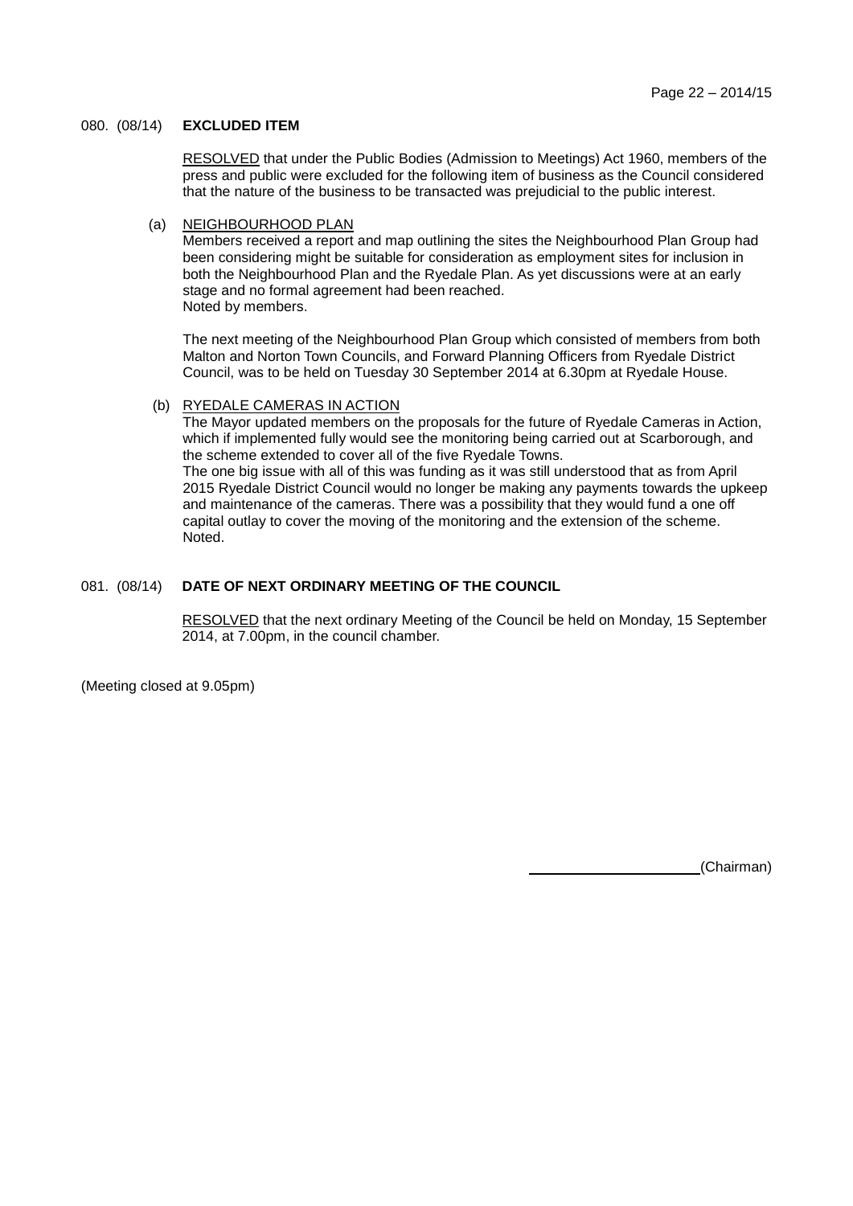## 080. (08/14) **EXCLUDED ITEM**

RESOLVED that under the Public Bodies (Admission to Meetings) Act 1960, members of the press and public were excluded for the following item of business as the Council considered that the nature of the business to be transacted was prejudicial to the public interest.

(a) NEIGHBOURHOOD PLAN

Members received a report and map outlining the sites the Neighbourhood Plan Group had been considering might be suitable for consideration as employment sites for inclusion in both the Neighbourhood Plan and the Ryedale Plan. As yet discussions were at an early stage and no formal agreement had been reached.
Noted by members.

The next meeting of the Neighbourhood Plan Group which consisted of members from both Malton and Norton Town Councils, and Forward Planning Officers from Ryedale District Council, was to be held on Tuesday 30 September 2014 at 6.30pm at Ryedale House.

(b) RYEDALE CAMERAS IN ACTION

The Mayor updated members on the proposals for the future of Ryedale Cameras in Action, which if implemented fully would see the monitoring being carried out at Scarborough, and the scheme extended to cover all of the five Ryedale Towns.
The one big issue with all of this was funding as it was still understood that as from April 2015 Ryedale District Council would no longer be making any payments towards the upkeep and maintenance of the cameras. There was a possibility that they would fund a one off capital outlay to cover the moving of the monitoring and the extension of the scheme.
Noted.

## 081. (08/14) **DATE OF NEXT ORDINARY MEETING OF THE COUNCIL**

RESOLVED that the next ordinary Meeting of the Council be held on Monday, 15 September 2014, at 7.00pm, in the council chamber.

(Meeting closed at 9.05pm)

______________________ (Chairman)